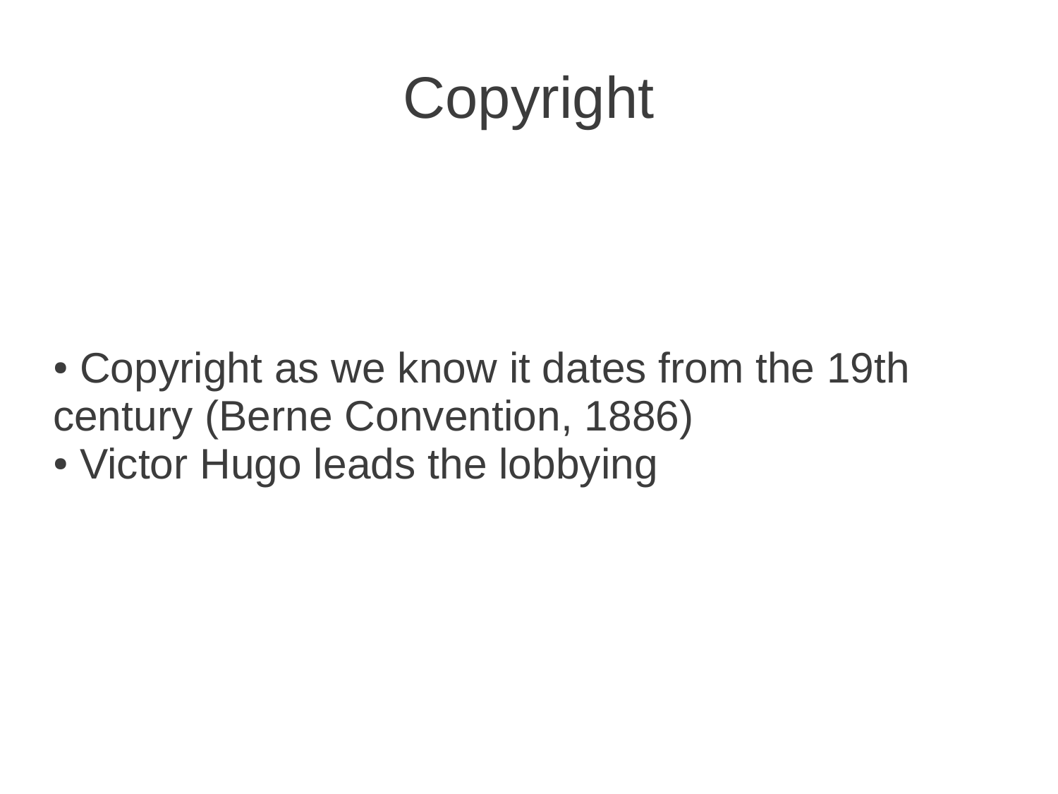# Copyright

- Copyright as we know it dates from the 19th century (Berne Convention, 1886)
- Victor Hugo leads the lobbying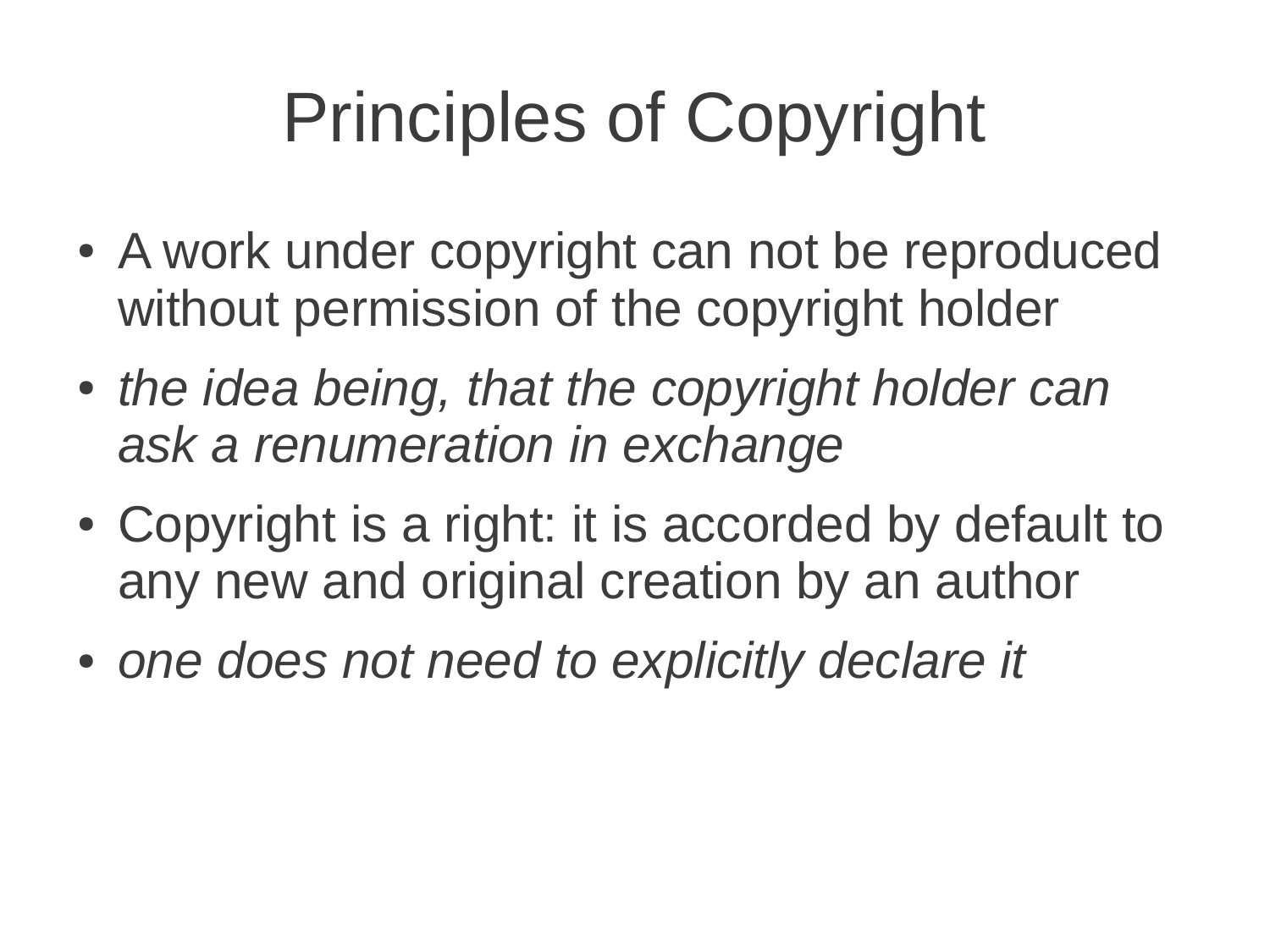# Principles of Copyright

- A work under copyright can not be reproduced without permission of the copyright holder
- *the idea being, that the copyright holder can ask a renumeration in exchange*
- Copyright is a right: it is accorded by default to any new and original creation by an author
- *one does not need to explicitly declare it*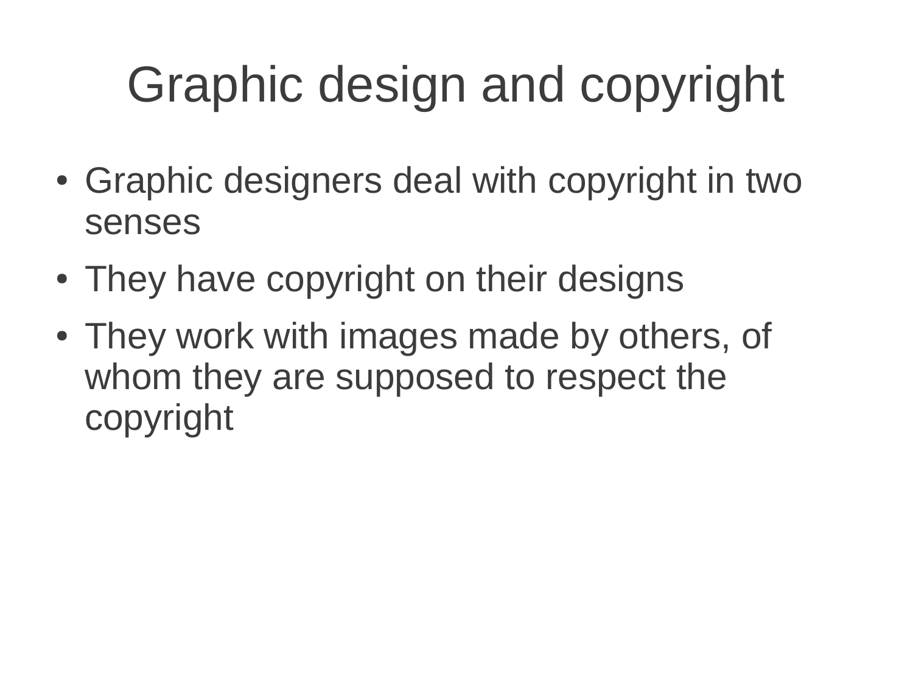# Graphic design and copyright

- Graphic designers deal with copyright in two senses
- They have copyright on their designs
- They work with images made by others, of whom they are supposed to respect the copyright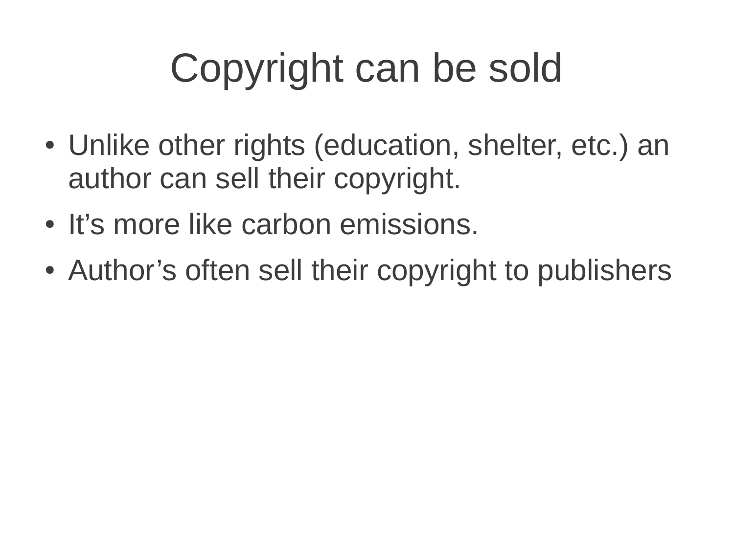# Copyright can be sold

- Unlike other rights (education, shelter, etc.) an author can sell their copyright.
- It’s more like carbon emissions.
- Author’s often sell their copyright to publishers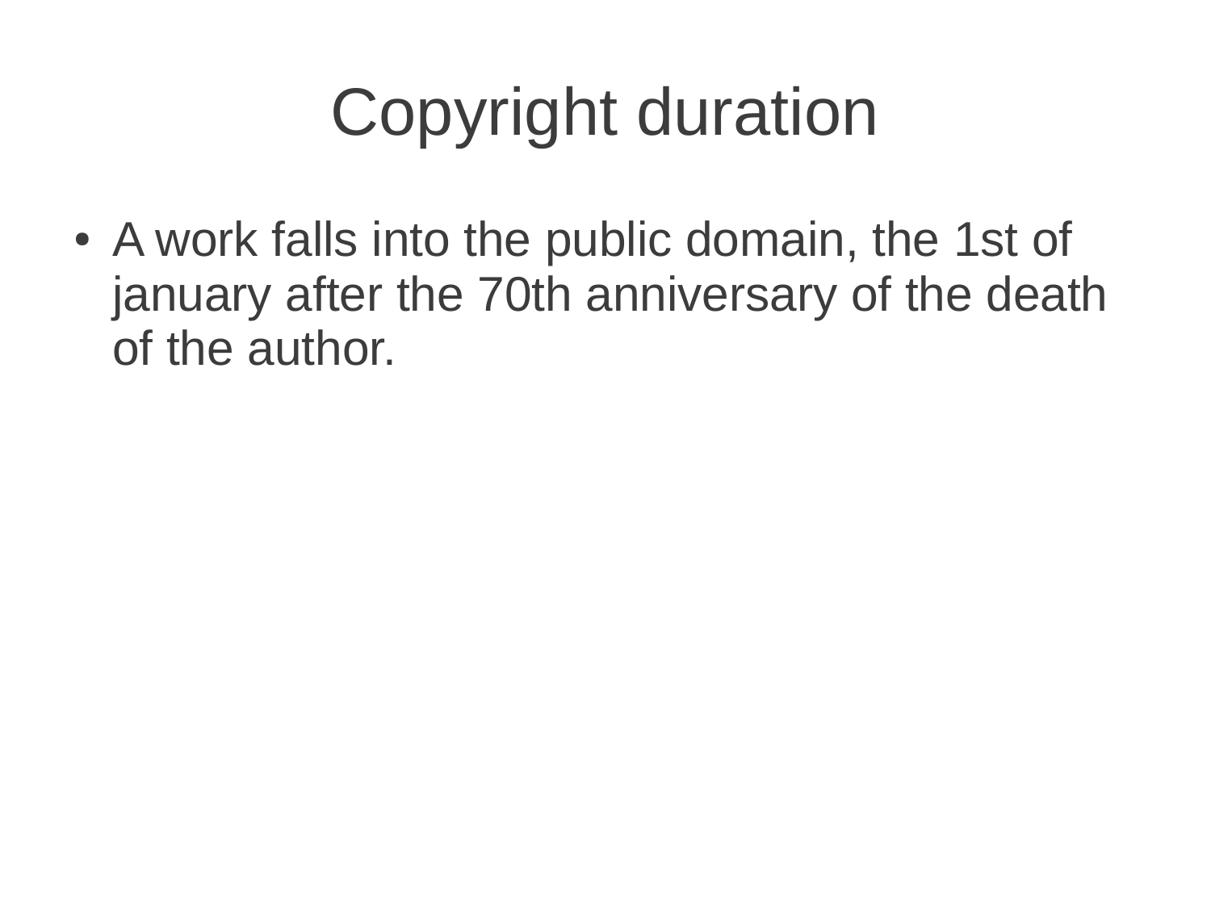# Copyright duration

- A work falls into the public domain, the 1st of january after the 70th anniversary of the death of the author.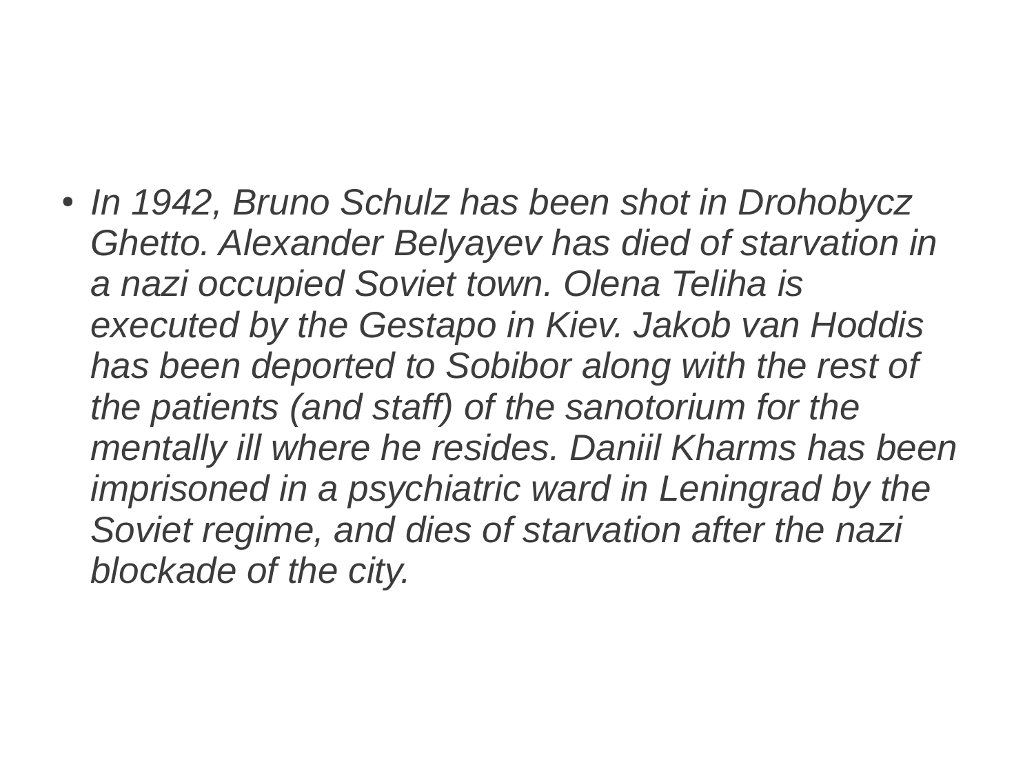- *In 1942, Bruno Schulz has been shot in Drohobycz Ghetto. Alexander Belyayev has died of starvation in a nazi occupied Soviet town. Olena Teliha is executed by the Gestapo in Kiev. Jakob van Hoddis has been deported to Sobibor along with the rest of the patients (and staff) of the sanotorium for the mentally ill where he resides. Daniil Kharms has been imprisoned in a psychiatric ward in Leningrad by the Soviet regime, and dies of starvation after the nazi blockade of the city.*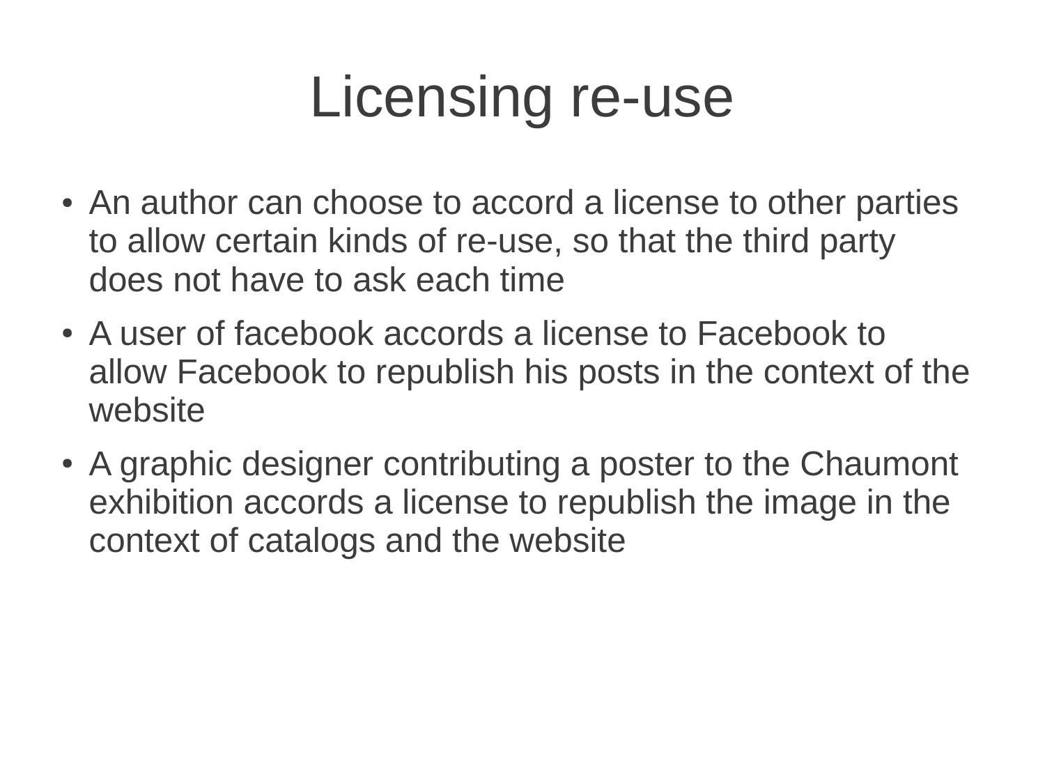# Licensing re-use

- An author can choose to accord a license to other parties to allow certain kinds of re-use, so that the third party does not have to ask each time
- A user of facebook accords a license to Facebook to allow Facebook to republish his posts in the context of the website
- A graphic designer contributing a poster to the Chaumont exhibition accords a license to republish the image in the context of catalogs and the website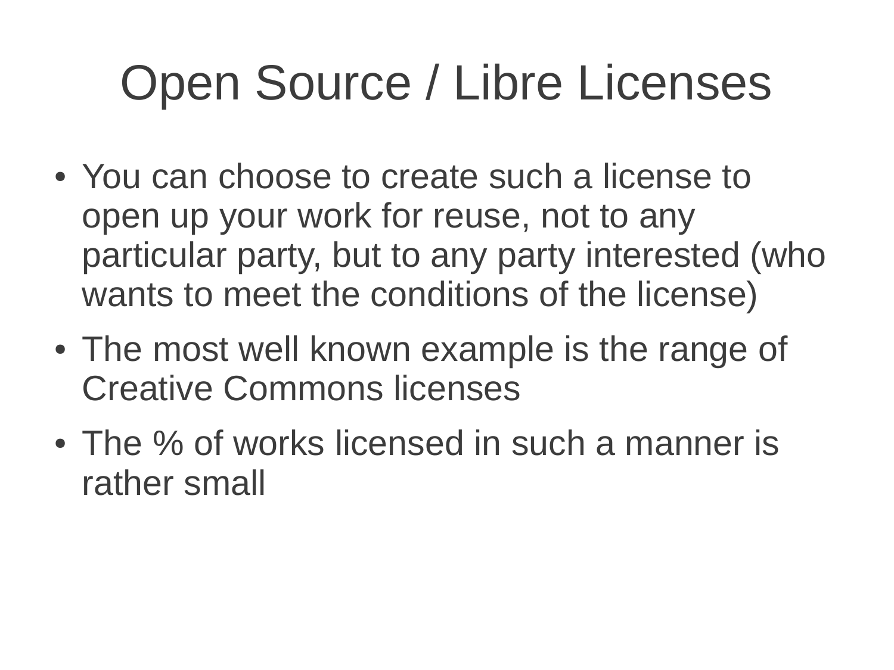# Open Source / Libre Licenses

- You can choose to create such a license to open up your work for reuse, not to any particular party, but to any party interested (who wants to meet the conditions of the license)
- The most well known example is the range of Creative Commons licenses
- The % of works licensed in such a manner is rather small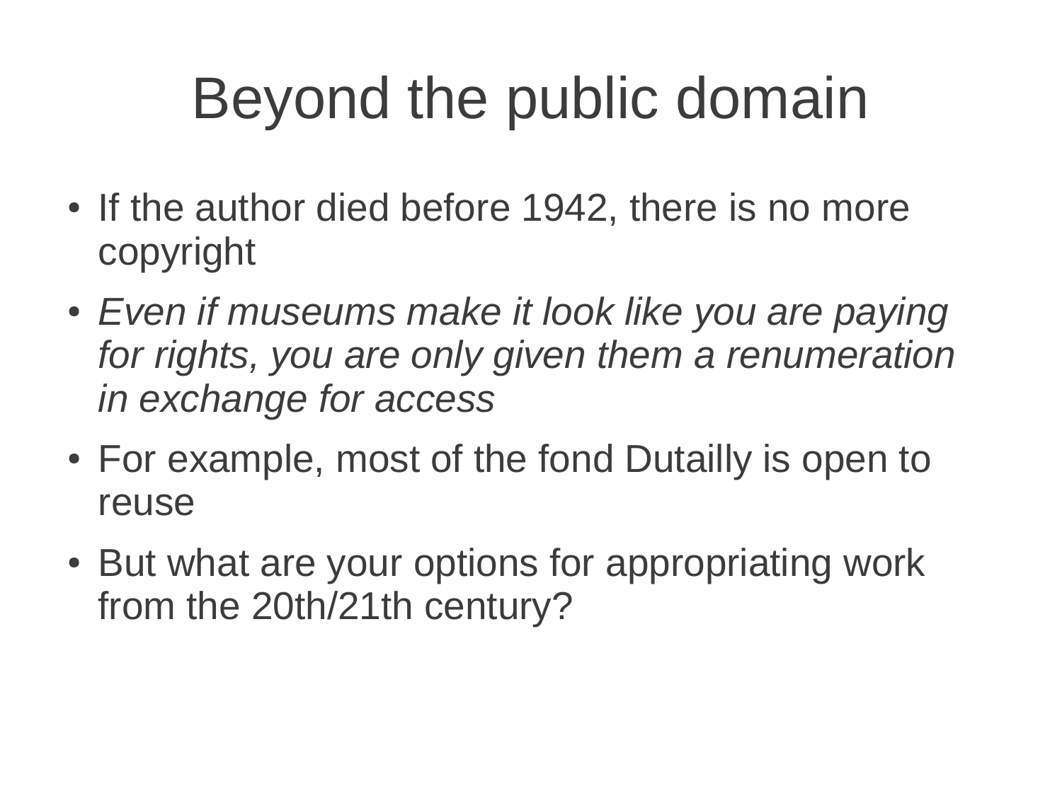# Beyond the public domain

- If the author died before 1942, there is no more copyright
- *Even if museums make it look like you are paying for rights, you are only given them a renumeration in exchange for access*
- For example, most of the fond Dutailly is open to reuse
- But what are your options for appropriating work from the 20th/21th century?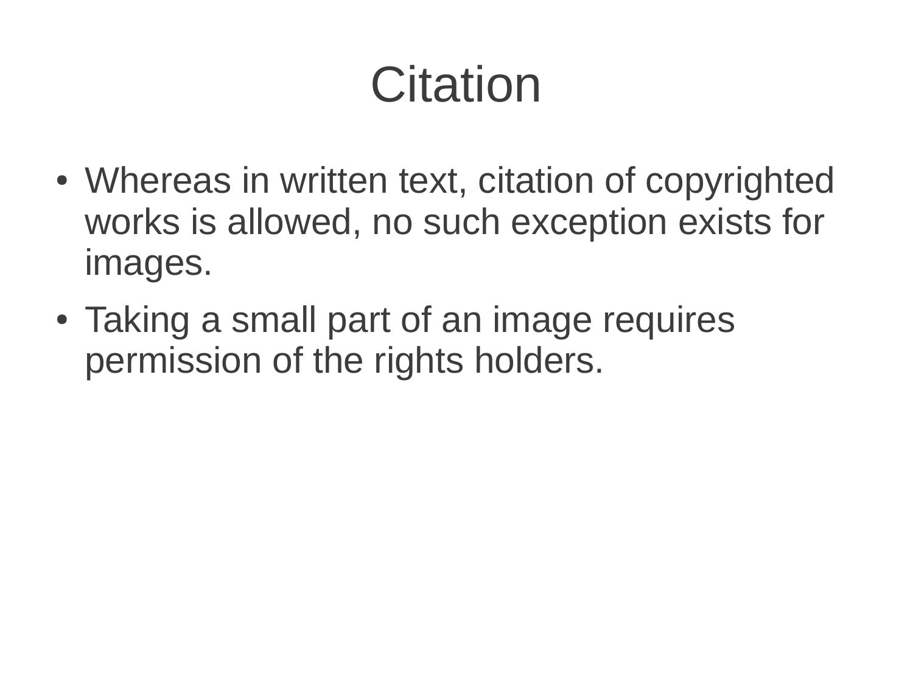# Citation

- Whereas in written text, citation of copyrighted works is allowed, no such exception exists for images.
- Taking a small part of an image requires permission of the rights holders.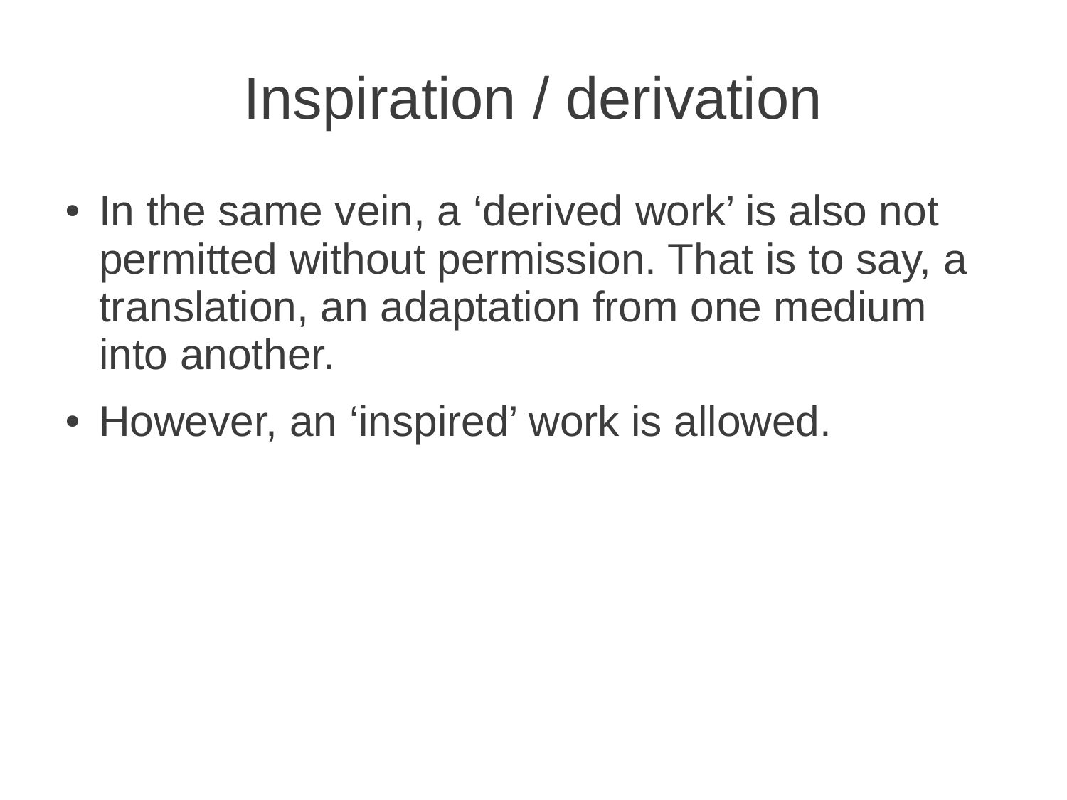# Inspiration / derivation

- In the same vein, a ‘derived work’ is also not permitted without permission. That is to say, a translation, an adaptation from one medium into another.
- However, an ‘inspired’ work is allowed.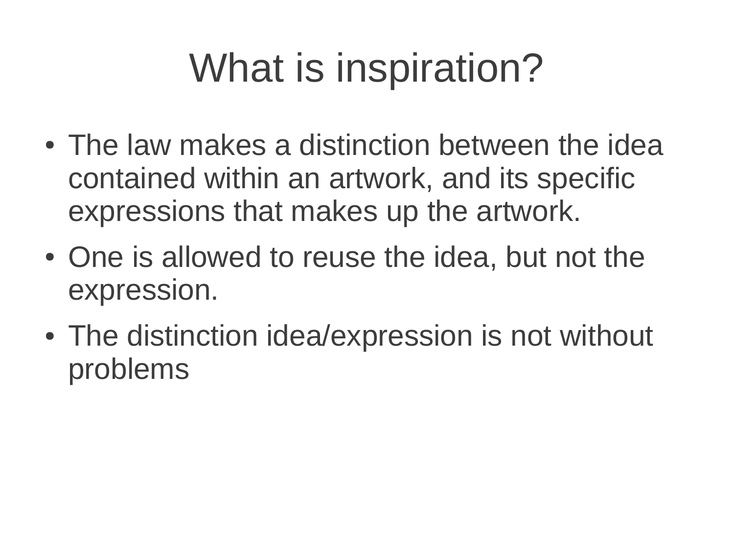# What is inspiration?

- The law makes a distinction between the idea contained within an artwork, and its specific expressions that makes up the artwork.
- One is allowed to reuse the idea, but not the expression.
- The distinction idea/expression is not without problems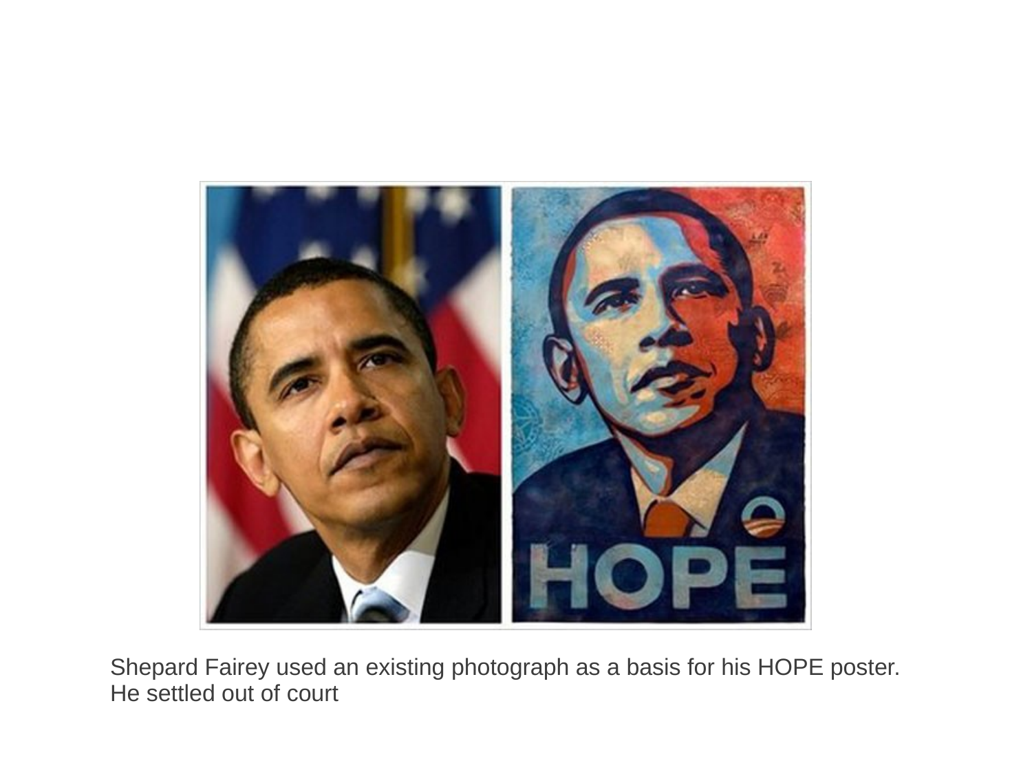Shepard Fairey used an existing photograph as a basis for his HOPE poster.
He settled out of court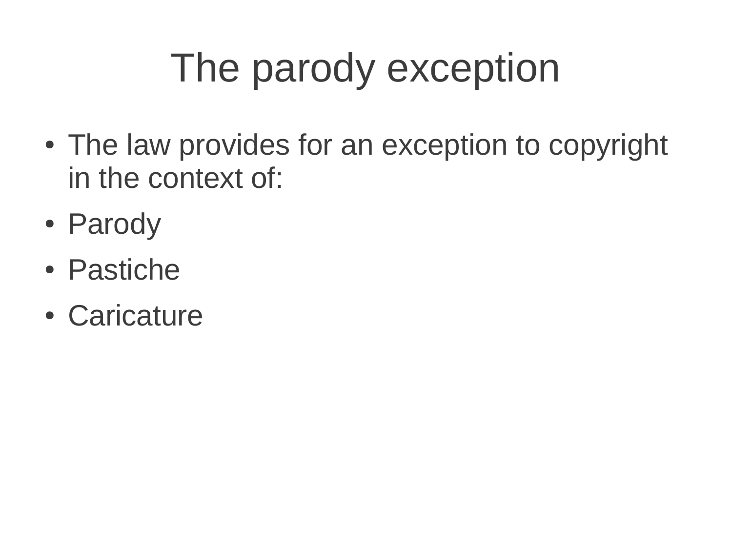# The parody exception

- The law provides for an exception to copyright in the context of:
- Parody
- Pastiche
- Caricature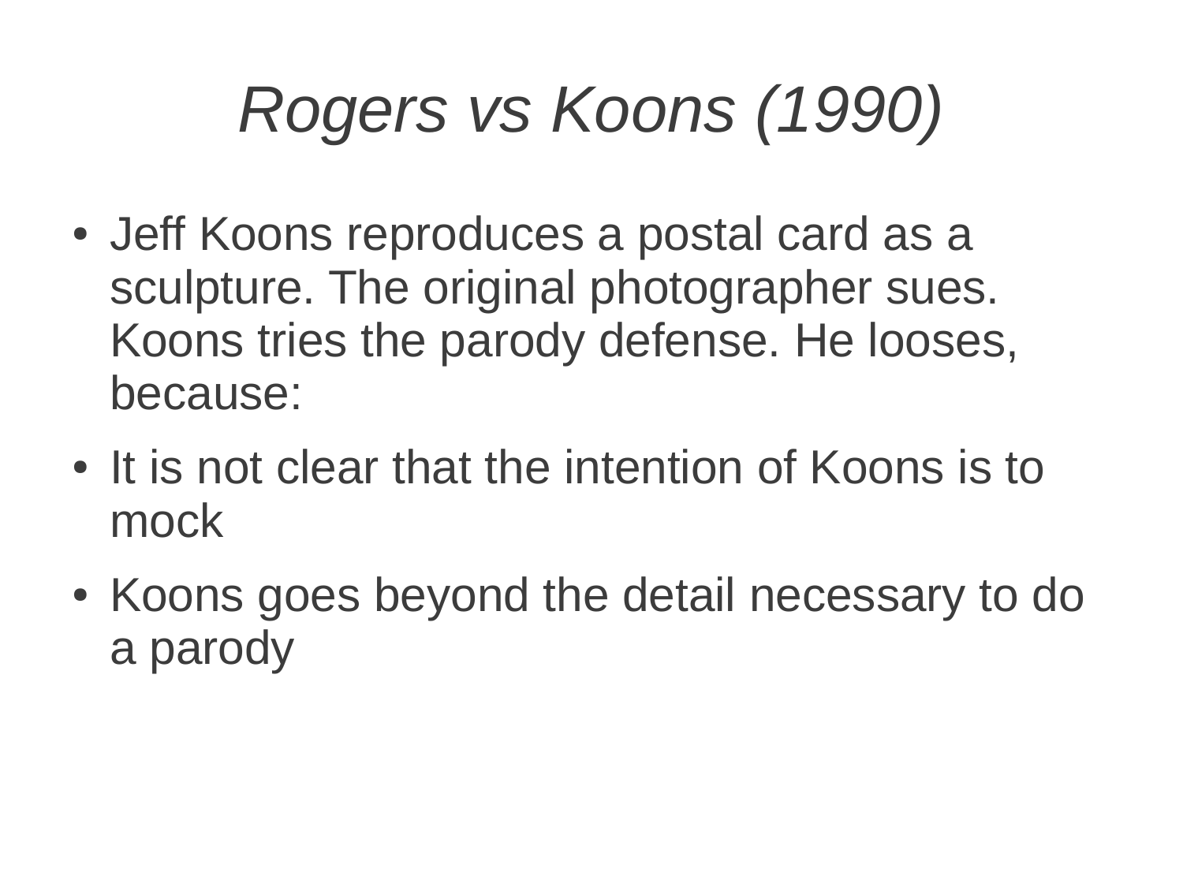# *Rogers vs Koons (1990)*

- Jeff Koons reproduces a postal card as a sculpture. The original photographer sues. Koons tries the parody defense. He looses, because:
- It is not clear that the intention of Koons is to mock
- Koons goes beyond the detail necessary to do a parody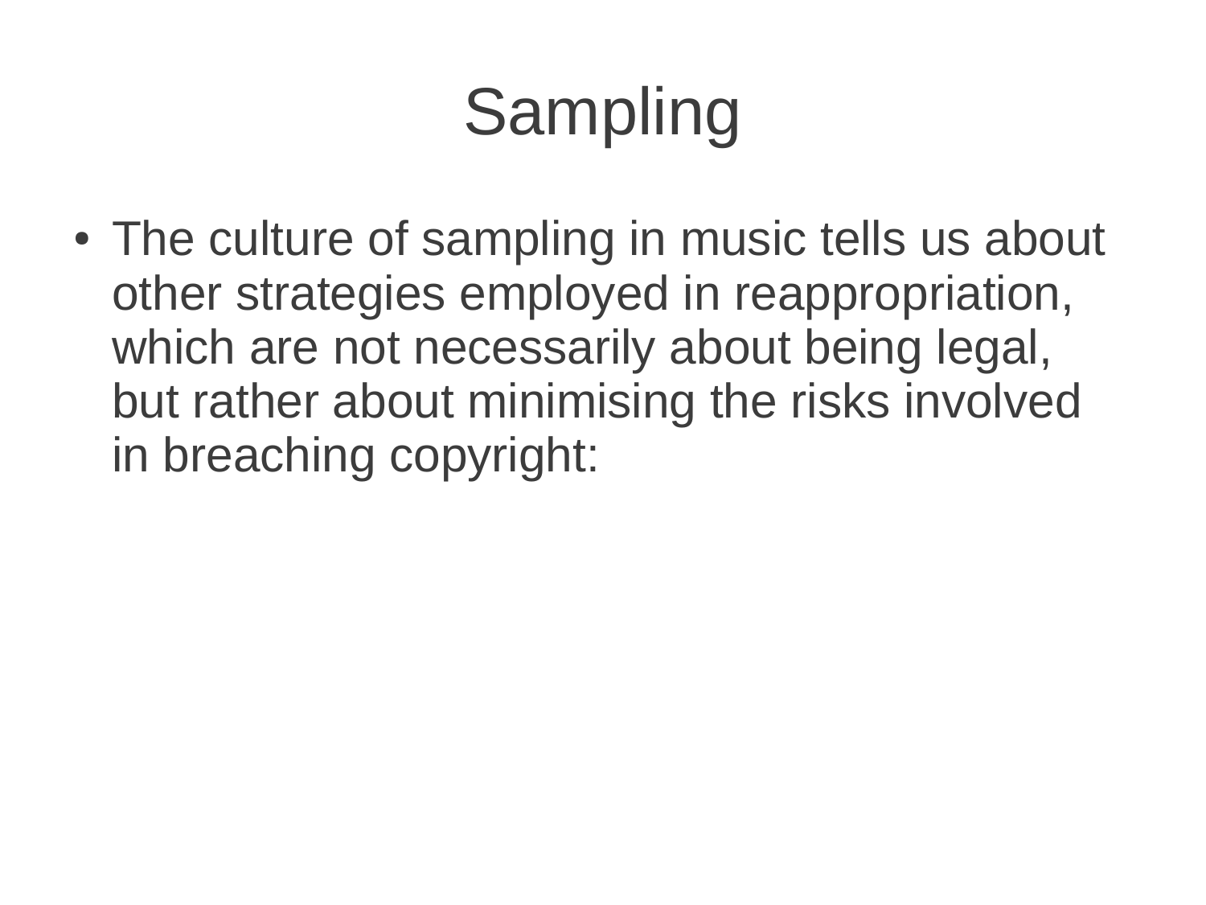# Sampling

- The culture of sampling in music tells us about other strategies employed in reappropriation, which are not necessarily about being legal, but rather about minimising the risks involved in breaching copyright: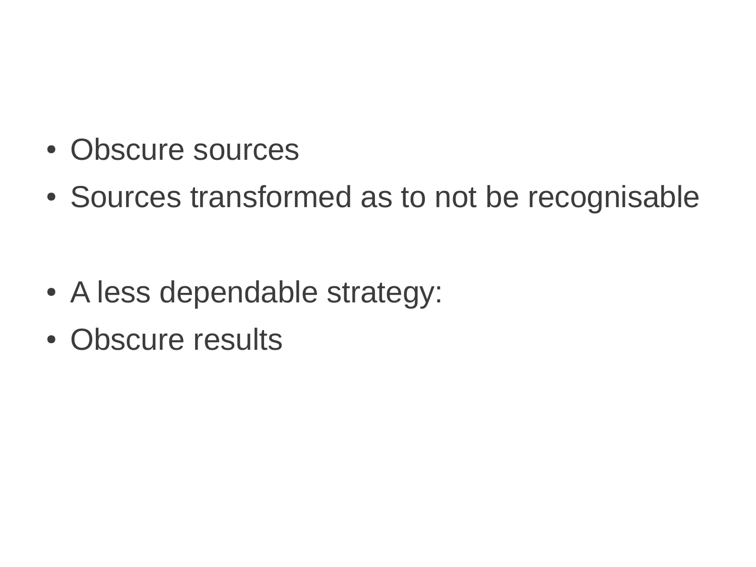- Obscure sources
- Sources transformed as to not be recognisable

- A less dependable strategy:
- Obscure results